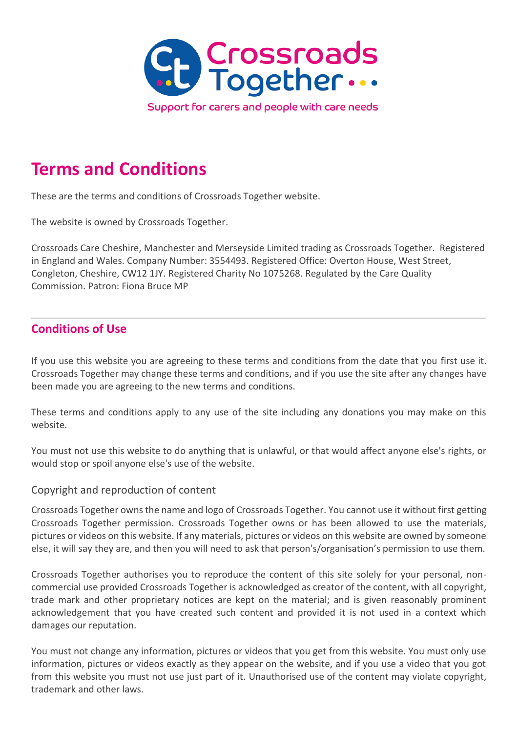Crossroads Together

Support for carers and people with care needs

# Terms and Conditions

These are the terms and conditions of Crossroads Together website.

The website is owned by Crossroads Together.

Crossroads Care Cheshire, Manchester and Merseyside Limited trading as Crossroads Together. Registered in England and Wales. Company Number: 3554493. Registered Office: Overton House, West Street, Congleton, Cheshire, CW12 1JY. Registered Charity No 1075268. Regulated by the Care Quality Commission. Patron: Fiona Bruce MP

---

## Conditions of Use

If you use this website you are agreeing to these terms and conditions from the date that you first use it. Crossroads Together may change these terms and conditions, and if you use the site after any changes have been made you are agreeing to the new terms and conditions.

These terms and conditions apply to any use of the site including any donations you may make on this website.

You must not use this website to do anything that is unlawful, or that would affect anyone else's rights, or would stop or spoil anyone else's use of the website.

### Copyright and reproduction of content

Crossroads Together owns the name and logo of Crossroads Together. You cannot use it without first getting Crossroads Together permission. Crossroads Together owns or has been allowed to use the materials, pictures or videos on this website. If any materials, pictures or videos on this website are owned by someone else, it will say they are, and then you will need to ask that person's/organisation's permission to use them.

Crossroads Together authorises you to reproduce the content of this site solely for your personal, non-commercial use provided Crossroads Together is acknowledged as creator of the content, with all copyright, trade mark and other proprietary notices are kept on the material; and is given reasonably prominent acknowledgement that you have created such content and provided it is not used in a context which damages our reputation.

You must not change any information, pictures or videos that you get from this website. You must only use information, pictures or videos exactly as they appear on the website, and if you use a video that you got from this website you must not use just part of it. Unauthorised use of the content may violate copyright, trademark and other laws.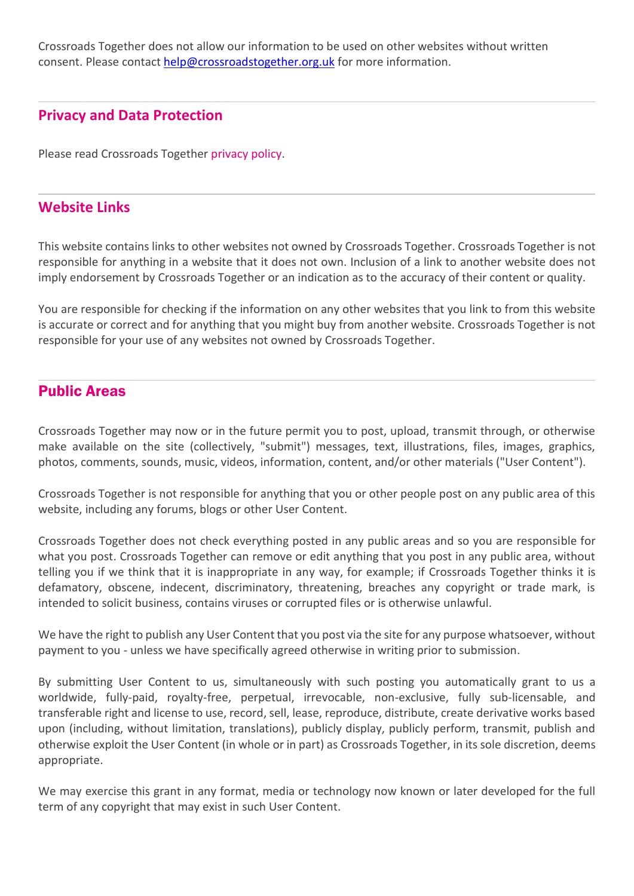Crossroads Together does not allow our information to be used on other websites without written consent. Please contact help@crossroadstogether.org.uk for more information.

## Privacy and Data Protection

Please read Crossroads Together privacy policy.

## Website Links

This website contains links to other websites not owned by Crossroads Together. Crossroads Together is not responsible for anything in a website that it does not own. Inclusion of a link to another website does not imply endorsement by Crossroads Together or an indication as to the accuracy of their content or quality.

You are responsible for checking if the information on any other websites that you link to from this website is accurate or correct and for anything that you might buy from another website. Crossroads Together is not responsible for your use of any websites not owned by Crossroads Together.

## Public Areas

Crossroads Together may now or in the future permit you to post, upload, transmit through, or otherwise make available on the site (collectively, "submit") messages, text, illustrations, files, images, graphics, photos, comments, sounds, music, videos, information, content, and/or other materials ("User Content").

Crossroads Together is not responsible for anything that you or other people post on any public area of this website, including any forums, blogs or other User Content.

Crossroads Together does not check everything posted in any public areas and so you are responsible for what you post. Crossroads Together can remove or edit anything that you post in any public area, without telling you if we think that it is inappropriate in any way, for example; if Crossroads Together thinks it is defamatory, obscene, indecent, discriminatory, threatening, breaches any copyright or trade mark, is intended to solicit business, contains viruses or corrupted files or is otherwise unlawful.

We have the right to publish any User Content that you post via the site for any purpose whatsoever, without payment to you - unless we have specifically agreed otherwise in writing prior to submission.

By submitting User Content to us, simultaneously with such posting you automatically grant to us a worldwide, fully-paid, royalty-free, perpetual, irrevocable, non-exclusive, fully sub-licensable, and transferable right and license to use, record, sell, lease, reproduce, distribute, create derivative works based upon (including, without limitation, translations), publicly display, publicly perform, transmit, publish and otherwise exploit the User Content (in whole or in part) as Crossroads Together, in its sole discretion, deems appropriate.

We may exercise this grant in any format, media or technology now known or later developed for the full term of any copyright that may exist in such User Content.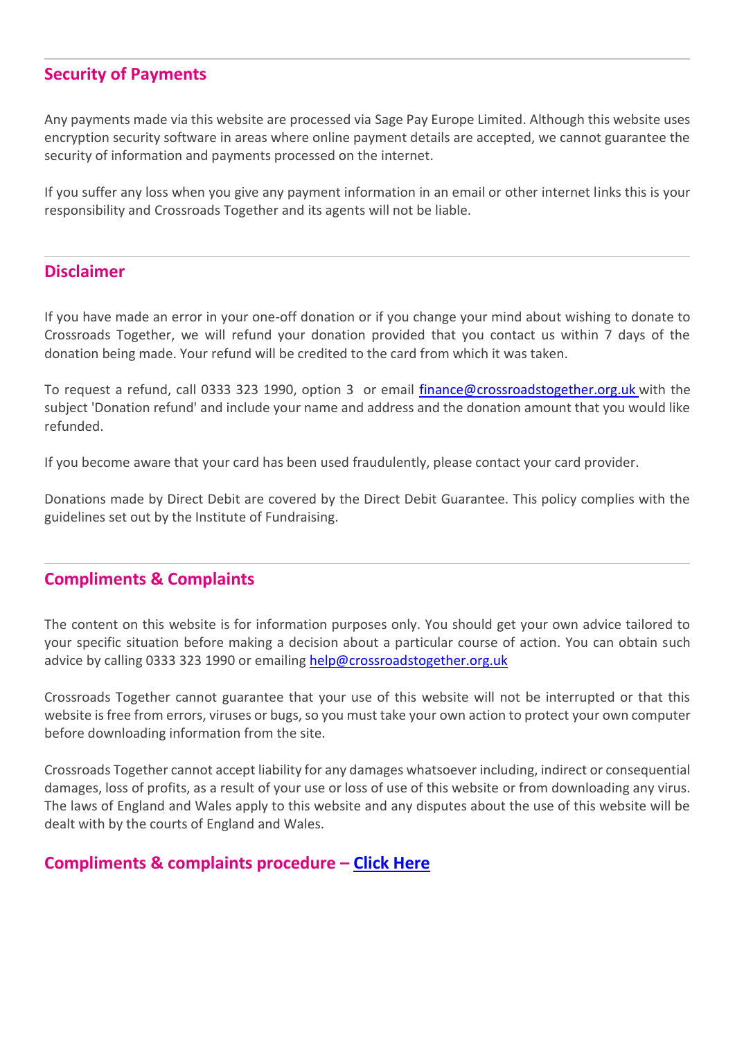## Security of Payments

Any payments made via this website are processed via Sage Pay Europe Limited. Although this website uses encryption security software in areas where online payment details are accepted, we cannot guarantee the security of information and payments processed on the internet.

If you suffer any loss when you give any payment information in an email or other internet links this is your responsibility and Crossroads Together and its agents will not be liable.

---

## Disclaimer

If you have made an error in your one-off donation or if you change your mind about wishing to donate to Crossroads Together, we will refund your donation provided that you contact us within 7 days of the donation being made. Your refund will be credited to the card from which it was taken.

To request a refund, call 0333 323 1990, option 3 or email [finance@crossroadstogether.org.uk](mailto:finance@crossroadstogether.org.uk) with the subject 'Donation refund' and include your name and address and the donation amount that you would like refunded.

If you become aware that your card has been used fraudulently, please contact your card provider.

Donations made by Direct Debit are covered by the Direct Debit Guarantee. This policy complies with the guidelines set out by the Institute of Fundraising.

---

## Compliments & Complaints

The content on this website is for information purposes only. You should get your own advice tailored to your specific situation before making a decision about a particular course of action. You can obtain such advice by calling 0333 323 1990 or emailing [help@crossroadstogether.org.uk](mailto:help@crossroadstogether.org.uk)

Crossroads Together cannot guarantee that your use of this website will not be interrupted or that this website is free from errors, viruses or bugs, so you must take your own action to protect your own computer before downloading information from the site.

Crossroads Together cannot accept liability for any damages whatsoever including, indirect or consequential damages, loss of profits, as a result of your use or loss of use of this website or from downloading any virus. The laws of England and Wales apply to this website and any disputes about the use of this website will be dealt with by the courts of England and Wales.

## Compliments & complaints procedure – **Click Here**